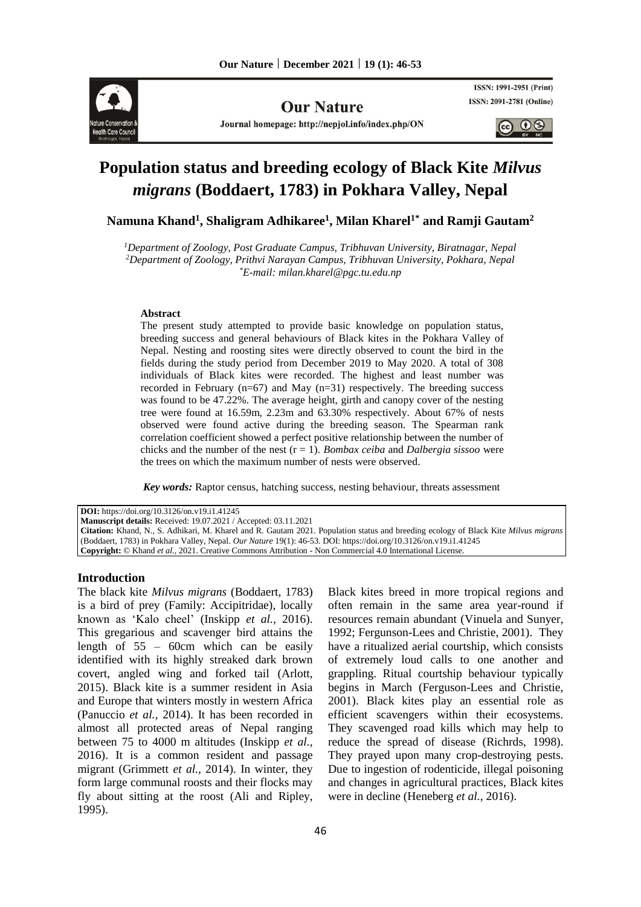# Population status and breeding ecology of Black Kite *Milvus migrans* (Boddaert, 1783) in Pokhara Valley, Nepal

**Namuna Khand[1], Shaligram Adhikaree[1], Milan Kharel[1*] and Ramji Gautam[2]**

[1]*Department of Zoology, Post Graduate Campus, Tribhuvan University, Biratnagar, Nepal*
[2]*Department of Zoology, Prithvi Narayan Campus, Tribhuvan University, Pokhara, Nepal*
[*]*E-mail: milan.kharel@pgc.tu.edu.np*

#### Abstract

The present study attempted to provide basic knowledge on population status, breeding success and general behaviours of Black kites in the Pokhara Valley of Nepal. Nesting and roosting sites were directly observed to count the bird in the fields during the study period from December 2019 to May 2020. A total of 308 individuals of Black kites were recorded. The highest and least number was recorded in February (n=67) and May (n=31) respectively. The breeding success was found to be 47.22%. The average height, girth and canopy cover of the nesting tree were found at 16.59m, 2.23m and 63.30% respectively. About 67% of nests observed were found active during the breeding season. The Spearman rank correlation coefficient showed a perfect positive relationship between the number of chicks and the number of the nest (r = 1). *Bombax ceiba* and *Dalbergia sissoo* were the trees on which the maximum number of nests were observed.

***Key words:*** Raptor census, hatching success, nesting behaviour, threats assessment

**DOI:** https://doi.org/10.3126/on.v19.i1.41245
**Manuscript details:** Received: 19.07.2021 / Accepted: 03.11.2021
**Citation:** Khand, N., S. Adhikari, M. Kharel and R. Gautam 2021. Population status and breeding ecology of Black Kite *Milvus migrans* (Boddaert, 1783) in Pokhara Valley, Nepal. *Our Nature* 19(1): 46-53. DOI: https://doi.org/10.3126/on.v19.i1.41245
**Copyright:** © Khand *et al.,* 2021. Creative Commons Attribution - Non Commercial 4.0 International License.

## Introduction

The black kite *Milvus migrans* (Boddaert, 1783) is a bird of prey (Family: Accipitridae), locally known as 'Kalo cheel' (Inskipp *et al.,* 2016). This gregarious and scavenger bird attains the length of 55 – 60cm which can be easily identified with its highly streaked dark brown covert, angled wing and forked tail (Arlott, 2015). Black kite is a summer resident in Asia and Europe that winters mostly in western Africa (Panuccio *et al.,* 2014). It has been recorded in almost all protected areas of Nepal ranging between 75 to 4000 m altitudes (Inskipp *et al.,* 2016). It is a common resident and passage migrant (Grimmett *et al.,* 2014). In winter, they form large communal roosts and their flocks may fly about sitting at the roost (Ali and Ripley, 1995).

Black kites breed in more tropical regions and often remain in the same area year-round if resources remain abundant (Vinuela and Sunyer, 1992; Fergunson-Lees and Christie, 2001). They have a ritualized aerial courtship, which consists of extremely loud calls to one another and grappling. Ritual courtship behaviour typically begins in March (Ferguson-Lees and Christie, 2001). Black kites play an essential role as efficient scavengers within their ecosystems. They scavenged road kills which may help to reduce the spread of disease (Richrds, 1998). They prayed upon many crop-destroying pests. Due to ingestion of rodenticide, illegal poisoning and changes in agricultural practices, Black kites were in decline (Heneberg *et al.,* 2016).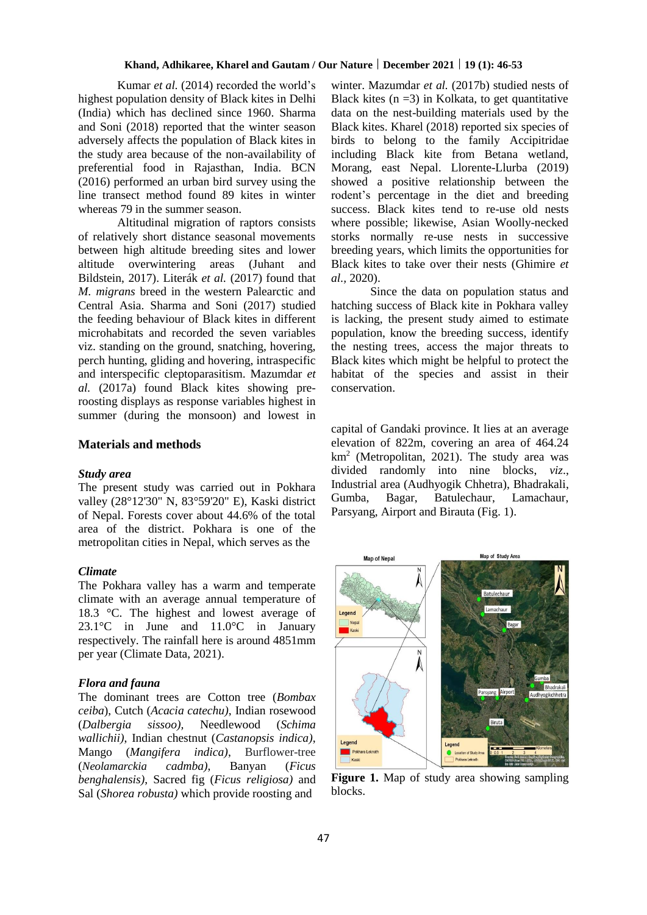Kumar *et al.* (2014) recorded the world's highest population density of Black kites in Delhi (India) which has declined since 1960. Sharma and Soni (2018) reported that the winter season adversely affects the population of Black kites in the study area because of the non-availability of preferential food in Rajasthan, India. BCN (2016) performed an urban bird survey using the line transect method found 89 kites in winter whereas 79 in the summer season.

Altitudinal migration of raptors consists of relatively short distance seasonal movements between high altitude breeding sites and lower altitude overwintering areas (Juhant and Bildstein, 2017). Literák *et al.* (2017) found that *M. migrans* breed in the western Palearctic and Central Asia. Sharma and Soni (2017) studied the feeding behaviour of Black kites in different microhabitats and recorded the seven variables viz. standing on the ground, snatching, hovering, perch hunting, gliding and hovering, intraspecific and interspecific cleptoparasitism. Mazumdar *et al.* (2017a) found Black kites showing pre-roosting displays as response variables highest in summer (during the monsoon) and lowest in winter. Mazumdar *et al.* (2017b) studied nests of Black kites (n =3) in Kolkata, to get quantitative data on the nest-building materials used by the Black kites. Kharel (2018) reported six species of birds to belong to the family Accipitridae including Black kite from Betana wetland, Morang, east Nepal. Llorente-Llurba (2019) showed a positive relationship between the rodent's percentage in the diet and breeding success. Black kites tend to re-use old nests where possible; likewise, Asian Woolly-necked storks normally re-use nests in successive breeding years, which limits the opportunities for Black kites to take over their nests (Ghimire *et al.*, 2020).

Since the data on population status and hatching success of Black kite in Pokhara valley is lacking, the present study aimed to estimate population, know the breeding success, identify the nesting trees, access the major threats to Black kites which might be helpful to protect the habitat of the species and assist in their conservation.

## Materials and methods

### *Study area*

The present study was carried out in Pokhara valley (28°12'30" N, 83°59'20" E), Kaski district of Nepal. Forests cover about 44.6% of the total area of the district. Pokhara is one of the metropolitan cities in Nepal, which serves as the capital of Gandaki province. It lies at an average elevation of 822m, covering an area of 464.24 km$^2$ (Metropolitan, 2021). The study area was divided randomly into nine blocks, *viz*., Industrial area (Audhyogik Chhetra), Bhadrakali, Gumba, Bagar, Batulechaur, Lamachaur, Parsyang, Airport and Birauta (Fig. 1).

**Figure 1.** Map of study area showing sampling blocks.

### *Climate*

The Pokhara valley has a warm and temperate climate with an average annual temperature of 18.3 °C. The highest and lowest average of 23.1°C in June and 11.0°C in January respectively. The rainfall here is around 4851mm per year (Climate Data, 2021).

### *Flora and fauna*

The dominant trees are Cotton tree (*Bombax ceiba*), Cutch (*Acacia catechu)*, Indian rosewood (*Dalbergia sissoo),* Needlewood (*Schima wallichii)*, Indian chestnut (*Castanopsis indica)*, Mango (*Mangifera indica)*, Burflower-tree (*Neolamarckia cadmba)*, Banyan (*Ficus benghalensis)*, Sacred fig (*Ficus religiosa)* and Sal (*Shorea robusta)* which provide roosting and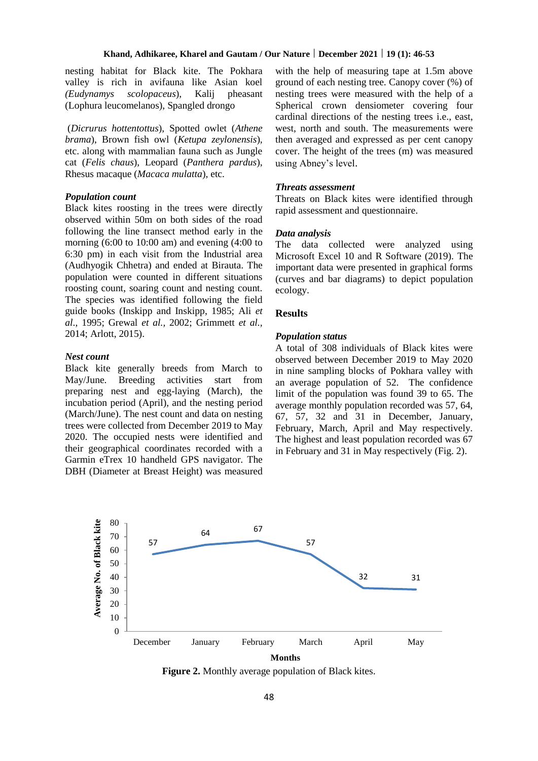nesting habitat for Black kite. The Pokhara valley is rich in avifauna like Asian koel *(Eudynamys scolopaceus*), Kalij pheasant (Lophura leucomelanos), Spangled drongo

(*Dicrurus hottentottus*), Spotted owlet (*Athene brama*), Brown fish owl (*Ketupa zeylonensis*), etc. along with mammalian fauna such as Jungle cat (*Felis chaus*), Leopard (*Panthera pardus*), Rhesus macaque (*Macaca mulatta*), etc.

### *Population count*

Black kites roosting in the trees were directly observed within 50m on both sides of the road following the line transect method early in the morning (6:00 to 10:00 am) and evening (4:00 to 6:30 pm) in each visit from the Industrial area (Audhyogik Chhetra) and ended at Birauta. The population were counted in different situations roosting count, soaring count and nesting count. The species was identified following the field guide books (Inskipp and Inskipp, 1985; Ali *et al*., 1995; Grewal *et al.,* 2002; Grimmett *et al.,* 2014; Arlott, 2015).

### *Nest count*

Black kite generally breeds from March to May/June. Breeding activities start from preparing nest and egg-laying (March), the incubation period (April), and the nesting period (March/June). The nest count and data on nesting trees were collected from December 2019 to May 2020. The occupied nests were identified and their geographical coordinates recorded with a Garmin eTrex 10 handheld GPS navigator. The DBH (Diameter at Breast Height) was measured with the help of measuring tape at 1.5m above ground of each nesting tree. Canopy cover (%) of nesting trees were measured with the help of a Spherical crown densiometer covering four cardinal directions of the nesting trees i.e., east, west, north and south. The measurements were then averaged and expressed as per cent canopy cover. The height of the trees (m) was measured using Abney's level.

### *Threats assessment*

Threats on Black kites were identified through rapid assessment and questionnaire.

### *Data analysis*

The data collected were analyzed using Microsoft Excel 10 and R Software (2019). The important data were presented in graphical forms (curves and bar diagrams) to depict population ecology.

## Results

### *Population status*

A total of 308 individuals of Black kites were observed between December 2019 to May 2020 in nine sampling blocks of Pokhara valley with an average population of 52. The confidence limit of the population was found 39 to 65. The average monthly population recorded was 57, 64, 67, 57, 32 and 31 in December, January, February, March, April and May respectively. The highest and least population recorded was 67 in February and 31 in May respectively (Fig. 2).

**Figure 2.** Monthly average population of Black kites.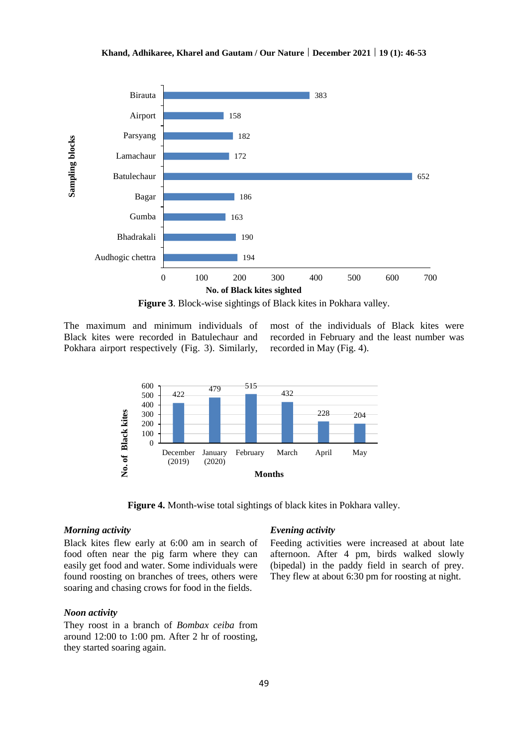**Figure 3**. Block-wise sightings of Black kites in Pokhara valley.

The maximum and minimum individuals of Black kites were recorded in Batulechaur and Pokhara airport respectively (Fig. 3). Similarly, most of the individuals of Black kites were recorded in February and the least number was recorded in May (Fig. 4).

**Figure 4.** Month-wise total sightings of black kites in Pokhara valley.

### *Morning activity*

Black kites flew early at 6:00 am in search of food often near the pig farm where they can easily get food and water. Some individuals were found roosting on branches of trees, others were soaring and chasing crows for food in the fields.

### *Noon activity*

They roost in a branch of *Bombax ceiba* from around 12:00 to 1:00 pm. After 2 hr of roosting, they started soaring again.

### *Evening activity*

Feeding activities were increased at about late afternoon. After 4 pm, birds walked slowly (bipedal) in the paddy field in search of prey. They flew at about 6:30 pm for roosting at night.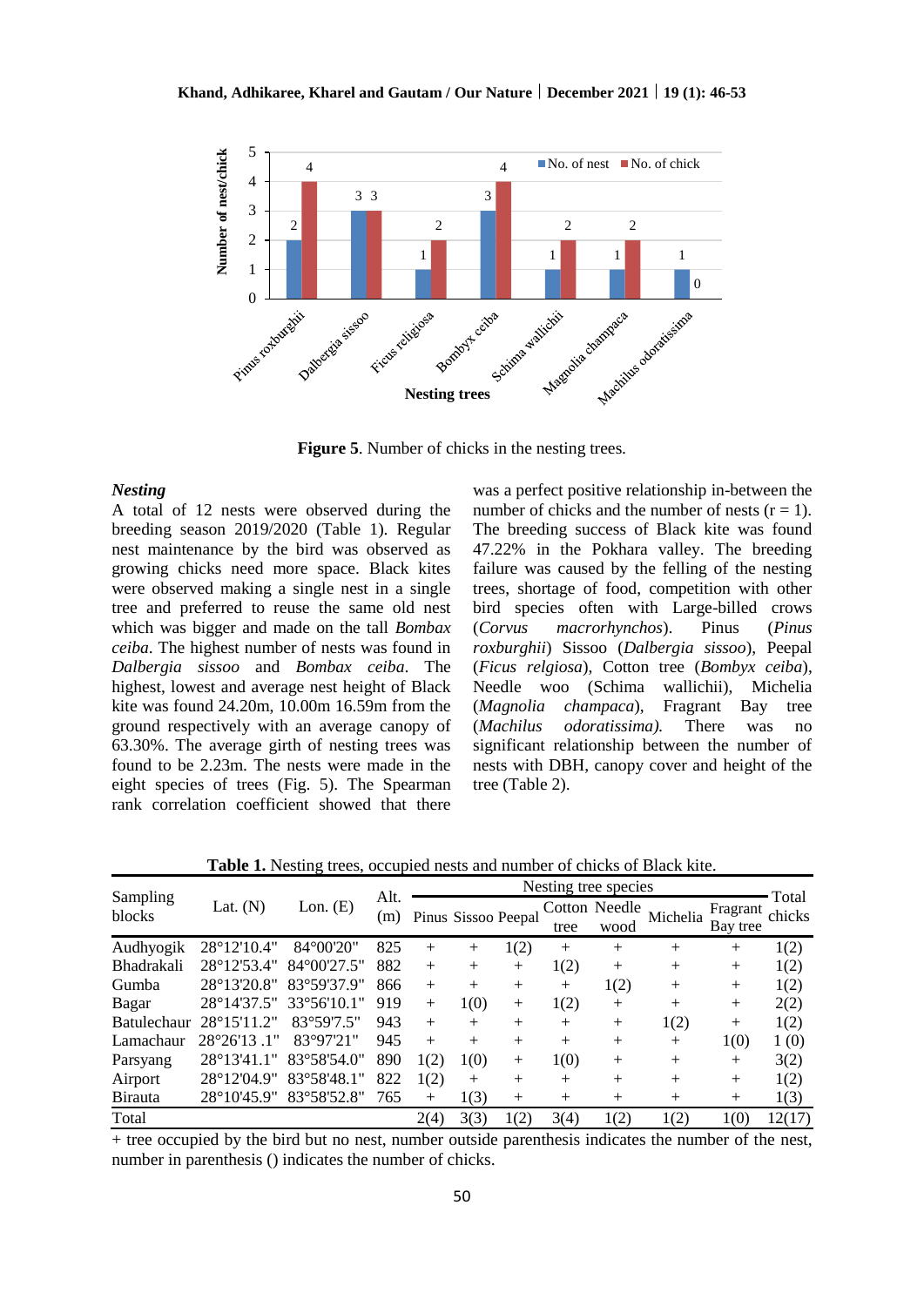**Figure 5**. Number of chicks in the nesting trees.

### *Nesting*

A total of 12 nests were observed during the breeding season 2019/2020 (Table 1). Regular nest maintenance by the bird was observed as growing chicks need more space. Black kites were observed making a single nest in a single tree and preferred to reuse the same old nest which was bigger and made on the tall *Bombax ceiba*. The highest number of nests was found in *Dalbergia sissoo* and *Bombax ceiba*. The highest, lowest and average nest height of Black kite was found 24.20m, 10.00m 16.59m from the ground respectively with an average canopy of 63.30%. The average girth of nesting trees was found to be 2.23m. The nests were made in the eight species of trees (Fig. 5). The Spearman rank correlation coefficient showed that there was a perfect positive relationship in-between the number of chicks and the number of nests (r = 1). The breeding success of Black kite was found 47.22% in the Pokhara valley. The breeding failure was caused by the felling of the nesting trees, shortage of food, competition with other bird species often with Large-billed crows (*Corvus macrorhynchos*). Pinus (*Pinus roxburghii*) Sissoo (*Dalbergia sissoo*), Peepal (*Ficus relgiosa*), Cotton tree (*Bombyx ceiba*), Needle woo (Schima wallichii), Michelia (*Magnolia champaca*), Fragrant Bay tree (*Machilus odoratissima).* There was no significant relationship between the number of nests with DBH, canopy cover and height of the tree (Table 2).

**Table 1.** Nesting trees, occupied nests and number of chicks of Black kite.

| Sampling blocks | Lat. (N) | Lon. (E) | Alt. (m) | Nesting tree species | | | | | | | Total chicks |
|---|---|---|---|---|---|---|---|---|---|---|---|
| | | | | Pinus | Sissoo | Peepal | Cotton tree | Needle wood | Michelia | Fragrant Bay tree | |
| Audhyogik | 28°12'10.4" | 84°00'20" | 825 | + | + | 1(2) | + | + | + | + | 1(2) |
| Bhadrakali | 28°12'53.4" | 84°00'27.5" | 882 | + | + | + | 1(2) | + | + | + | 1(2) |
| Gumba | 28°13'20.8" | 83°59'37.9" | 866 | + | + | + | + | 1(2) | + | + | 1(2) |
| Bagar | 28°14'37.5" | 33°56'10.1" | 919 | + | 1(0) | + | 1(2) | + | + | + | 2(2) |
| Batulechaur | 28°15'11.2" | 83°59'7.5" | 943 | + | + | + | + | + | 1(2) | + | 1(2) |
| Lamachaur | 28°26'13 .1" | 83°97'21" | 945 | + | + | + | + | + | + | 1(0) | 1 (0) |
| Parsyang | 28°13'41.1" | 83°58'54.0" | 890 | 1(2) | 1(0) | + | 1(0) | + | + | + | 3(2) |
| Airport | 28°12'04.9" | 83°58'48.1" | 822 | 1(2) | + | + | + | + | + | + | 1(2) |
| Birauta | 28°10'45.9" | 83°58'52.8" | 765 | + | 1(3) | + | + | + | + | + | 1(3) |
| Total | | | | 2(4) | 3(3) | 1(2) | 3(4) | 1(2) | 1(2) | 1(0) | 12(17) |

+ tree occupied by the bird but no nest, number outside parenthesis indicates the number of the nest, number in parenthesis () indicates the number of chicks.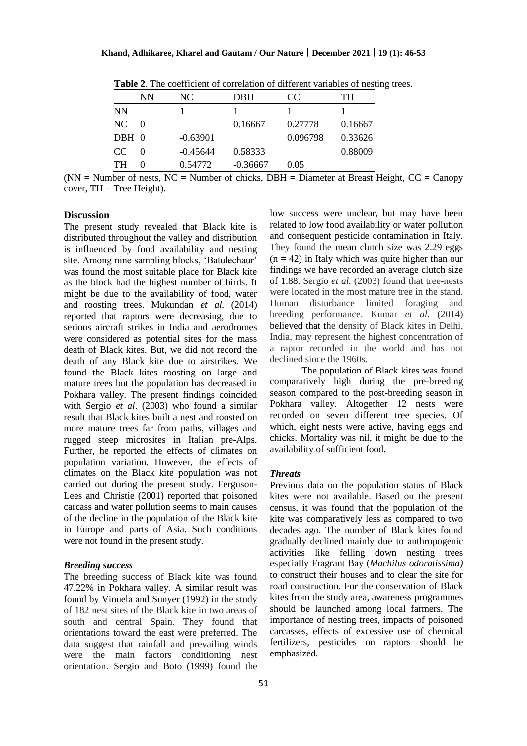**Table 2**. The coefficient of correlation of different variables of nesting trees.

| | NN | NC | DBH | CC | TH |
|---|---|---|---|---|---|
| NN | | 1 | 1 | 1 | 1 |
| NC | 0 | | 0.16667 | 0.27778 | 0.16667 |
| DBH | 0 | -0.63901 | | 0.096798 | 0.33626 |
| CC | 0 | -0.45644 | 0.58333 | | 0.88009 |
| TH | 0 | 0.54772 | -0.36667 | 0.05 | |

(NN = Number of nests, NC = Number of chicks, DBH = Diameter at Breast Height, CC = Canopy cover, TH = Tree Height).

## Discussion

The present study revealed that Black kite is distributed throughout the valley and distribution is influenced by food availability and nesting site. Among nine sampling blocks, 'Batulechaur' was found the most suitable place for Black kite as the block had the highest number of birds. It might be due to the availability of food, water and roosting trees. Mukundan *et al.* (2014) reported that raptors were decreasing, due to serious aircraft strikes in India and aerodromes were considered as potential sites for the mass death of Black kites. But, we did not record the death of any Black kite due to airstrikes. We found the Black kites roosting on large and mature trees but the population has decreased in Pokhara valley. The present findings coincided with Sergio *et al*. (2003) who found a similar result that Black kites built a nest and roosted on more mature trees far from paths, villages and rugged steep microsites in Italian pre-Alps. Further, he reported the effects of climates on population variation. However, the effects of climates on the Black kite population was not carried out during the present study. Ferguson-Lees and Christie (2001) reported that poisoned carcass and water pollution seems to main causes of the decline in the population of the Black kite in Europe and parts of Asia. Such conditions were not found in the present study.

### *Breeding success*

The breeding success of Black kite was found 47.22% in Pokhara valley. A similar result was found by Vinuela and Sunyer (1992) in the study of 182 nest sites of the Black kite in two areas of south and central Spain. They found that orientations toward the east were preferred. The data suggest that rainfall and prevailing winds were the main factors conditioning nest orientation. Sergio and Boto (1999) found the low success were unclear, but may have been related to low food availability or water pollution and consequent pesticide contamination in Italy. They found the mean clutch size was 2.29 eggs (n = 42) in Italy which was quite higher than our findings we have recorded an average clutch size of 1.88. Sergio *et al.* (2003) found that tree-nests were located in the most mature tree in the stand. Human disturbance limited foraging and breeding performance. Kumar *et al.* (2014) believed that the density of Black kites in Delhi, India, may represent the highest concentration of a raptor recorded in the world and has not declined since the 1960s.

The population of Black kites was found comparatively high during the pre-breeding season compared to the post-breeding season in Pokhara valley. Altogether 12 nests were recorded on seven different tree species. Of which, eight nests were active, having eggs and chicks. Mortality was nil, it might be due to the availability of sufficient food.

### *Threats*

Previous data on the population status of Black kites were not available. Based on the present census, it was found that the population of the kite was comparatively less as compared to two decades ago. The number of Black kites found gradually declined mainly due to anthropogenic activities like felling down nesting trees especially Fragrant Bay (*Machilus odoratissima)* to construct their houses and to clear the site for road construction. For the conservation of Black kites from the study area, awareness programmes should be launched among local farmers. The importance of nesting trees, impacts of poisoned carcasses, effects of excessive use of chemical fertilizers, pesticides on raptors should be emphasized.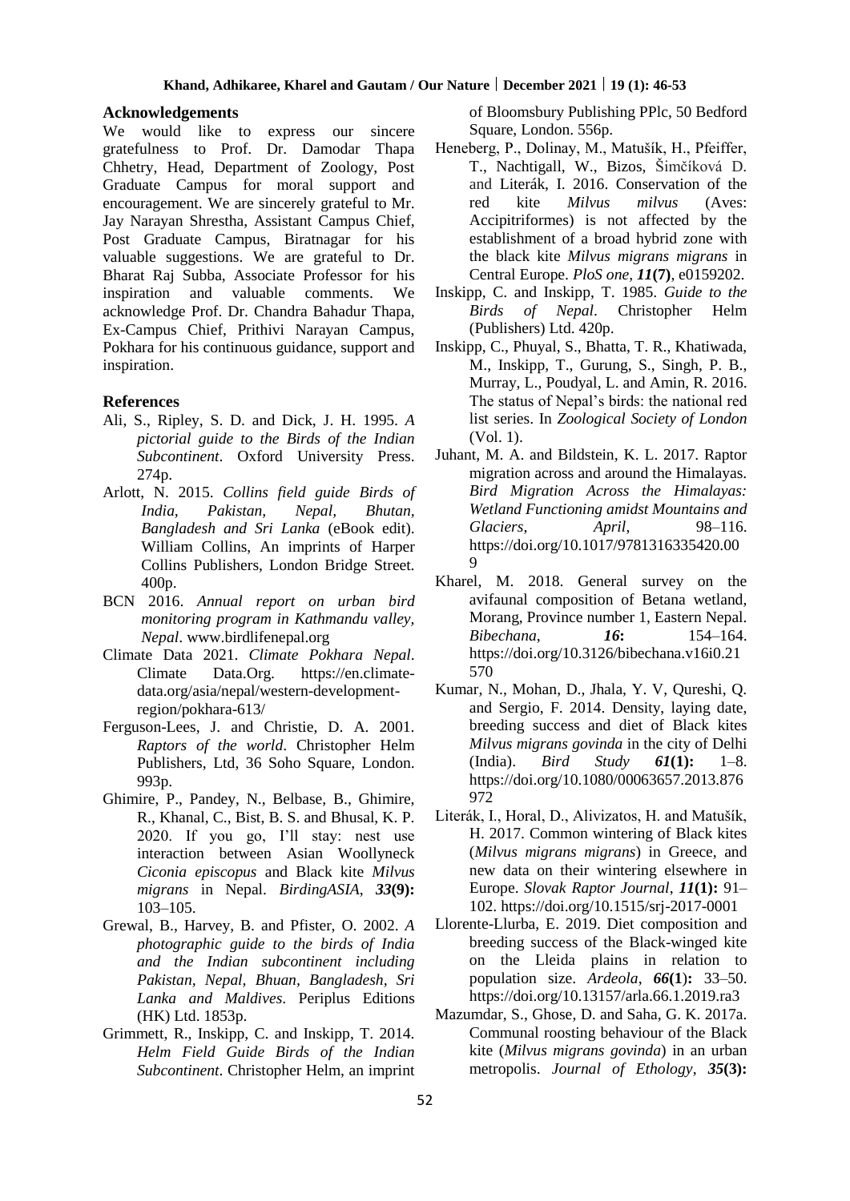## Acknowledgements

We would like to express our sincere gratefulness to Prof. Dr. Damodar Thapa Chhetry, Head, Department of Zoology, Post Graduate Campus for moral support and encouragement. We are sincerely grateful to Mr. Jay Narayan Shrestha, Assistant Campus Chief, Post Graduate Campus, Biratnagar for his valuable suggestions. We are grateful to Dr. Bharat Raj Subba, Associate Professor for his inspiration and valuable comments. We acknowledge Prof. Dr. Chandra Bahadur Thapa, Ex-Campus Chief, Prithivi Narayan Campus, Pokhara for his continuous guidance, support and inspiration.

## References

Ali, S., Ripley, S. D. and Dick, J. H. 1995. *A pictorial guide to the Birds of the Indian Subcontinent*. Oxford University Press. 274p.

Arlott, N. 2015. *Collins field guide Birds of India, Pakistan, Nepal, Bhutan, Bangladesh and Sri Lanka* (eBook edit). William Collins, An imprints of Harper Collins Publishers, London Bridge Street. 400p.

BCN 2016. *Annual report on urban bird monitoring program in Kathmandu valley, Nepal*. www.birdlifenepal.org

Climate Data 2021. *Climate Pokhara Nepal*. Climate Data.Org. https://en.climate-data.org/asia/nepal/western-development-region/pokhara-613/

Ferguson-Lees, J. and Christie, D. A. 2001. *Raptors of the world*. Christopher Helm Publishers, Ltd, 36 Soho Square, London. 993p.

Ghimire, P., Pandey, N., Belbase, B., Ghimire, R., Khanal, C., Bist, B. S. and Bhusal, K. P. 2020. If you go, I'll stay: nest use interaction between Asian Woollyneck *Ciconia episcopus* and Black kite *Milvus migrans* in Nepal. *BirdingASIA*, ***33*(9):** 103–105.

Grewal, B., Harvey, B. and Pfister, O. 2002. *A photographic guide to the birds of India and the Indian subcontinent including Pakistan, Nepal, Bhuan, Bangladesh, Sri Lanka and Maldives*. Periplus Editions (HK) Ltd. 1853p.

Grimmett, R., Inskipp, C. and Inskipp, T. 2014. *Helm Field Guide Birds of the Indian Subcontinent*. Christopher Helm, an imprint of Bloomsbury Publishing PPlc, 50 Bedford Square, London. 556p.

Heneberg, P., Dolinay, M., Matušík, H., Pfeiffer, T., Nachtigall, W., Bizos, Šimčíková D. and Literák, I. 2016. Conservation of the red kite *Milvus milvus* (Aves: Accipitriformes) is not affected by the establishment of a broad hybrid zone with the black kite *Milvus migrans migrans* in Central Europe. *PloS one*, ***11*(7)**, e0159202.

Inskipp, C. and Inskipp, T. 1985. *Guide to the Birds of Nepal*. Christopher Helm (Publishers) Ltd. 420p.

Inskipp, C., Phuyal, S., Bhatta, T. R., Khatiwada, M., Inskipp, T., Gurung, S., Singh, P. B., Murray, L., Poudyal, L. and Amin, R. 2016. The status of Nepal's birds: the national red list series. In *Zoological Society of London* (Vol. 1).

Juhant, M. A. and Bildstein, K. L. 2017. Raptor migration across and around the Himalayas. *Bird Migration Across the Himalayas: Wetland Functioning amidst Mountains and Glaciers, April*, 98–116. https://doi.org/10.1017/9781316335420.009

Kharel, M. 2018. General survey on the avifaunal composition of Betana wetland, Morang, Province number 1, Eastern Nepal. *Bibechana*, ***16*:** 154–164. https://doi.org/10.3126/bibechana.v16i0.21570

Kumar, N., Mohan, D., Jhala, Y. V, Qureshi, Q. and Sergio, F. 2014. Density, laying date, breeding success and diet of Black kites *Milvus migrans govinda* in the city of Delhi (India). *Bird Study* ***61*(1):** 1–8. https://doi.org/10.1080/00063657.2013.876972

Literák, I., Horal, D., Alivizatos, H. and Matušík, H. 2017. Common wintering of Black kites (*Milvus migrans migrans*) in Greece, and new data on their wintering elsewhere in Europe. *Slovak Raptor Journal*, ***11*(1):** 91–102. https://doi.org/10.1515/srj-2017-0001

Llorente-Llurba, E. 2019. Diet composition and breeding success of the Black-winged kite on the Lleida plains in relation to population size. *Ardeola*, ***66*(1):** 33–50. https://doi.org/10.13157/arla.66.1.2019.ra3

Mazumdar, S., Ghose, D. and Saha, G. K. 2017a. Communal roosting behaviour of the Black kite (*Milvus migrans govinda*) in an urban metropolis. *Journal of Ethology*, ***35*(3):**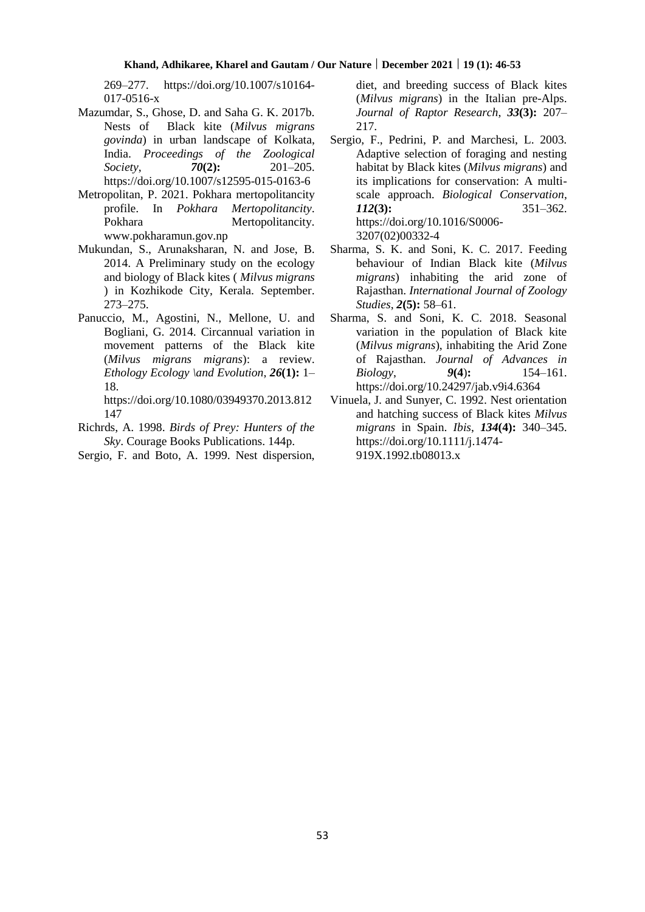269–277. https://doi.org/10.1007/s10164-017-0516-x

Mazumdar, S., Ghose, D. and Saha G. K. 2017b. Nests of Black kite (*Milvus migrans govinda*) in urban landscape of Kolkata, India. *Proceedings of the Zoological Society*, ***70*(2):** 201–205. https://doi.org/10.1007/s12595-015-0163-6

Metropolitan, P. 2021. Pokhara mertopolitancity profile. In *Pokhara Mertopolitancity*. Pokhara Mertopolitancity. www.pokharamun.gov.np

Mukundan, S., Arunaksharan, N. and Jose, B. 2014. A Preliminary study on the ecology and biology of Black kites ( *Milvus migrans* ) in Kozhikode City, Kerala. September. 273–275.

Panuccio, M., Agostini, N., Mellone, U. and Bogliani, G. 2014. Circannual variation in movement patterns of the Black kite (*Milvus migrans migrans*): a review. *Ethology Ecology \and Evolution*, ***26*(1):** 1–18. https://doi.org/10.1080/03949370.2013.812147

Richrds, A. 1998. *Birds of Prey: Hunters of the Sky*. Courage Books Publications. 144p.

Sergio, F. and Boto, A. 1999. Nest dispersion, diet, and breeding success of Black kites (*Milvus migrans*) in the Italian pre-Alps. *Journal of Raptor Research*, ***33*(3):** 207–217.

Sergio, F., Pedrini, P. and Marchesi, L. 2003. Adaptive selection of foraging and nesting habitat by Black kites (*Milvus migrans*) and its implications for conservation: A multi-scale approach. *Biological Conservation*, ***112*(3):** 351–362. https://doi.org/10.1016/S0006-3207(02)00332-4

Sharma, S. K. and Soni, K. C. 2017. Feeding behaviour of Indian Black kite (*Milvus migrans*) inhabiting the arid zone of Rajasthan. *International Journal of Zoology Studies*, ***2*(5):** 58–61.

Sharma, S. and Soni, K. C. 2018. Seasonal variation in the population of Black kite (*Milvus migrans*), inhabiting the Arid Zone of Rajasthan. *Journal of Advances in Biology*, ***9*(4):** 154–161. https://doi.org/10.24297/jab.v9i4.6364

Vinuela, J. and Sunyer, C. 1992. Nest orientation and hatching success of Black kites *Milvus migrans* in Spain. *Ibis*, ***134*(4):** 340–345. https://doi.org/10.1111/j.1474-919X.1992.tb08013.x